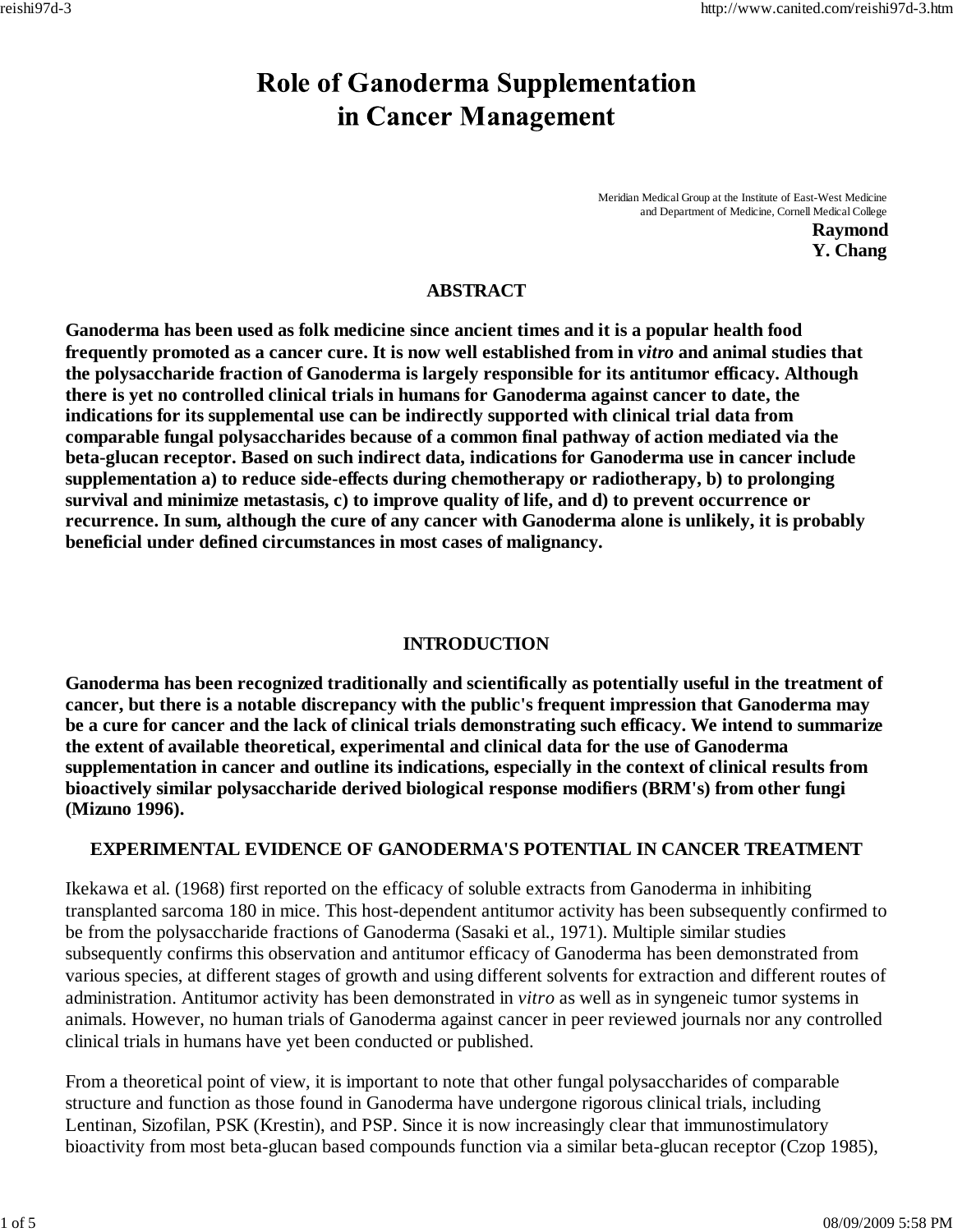# Role of Ganoderma Supplementation in Cancer Management

Meridian Medical Group at the Institute of East-West Medicine and Department of Medicine, Cornell Medical College

**Raymond Y. Chang**

## ABSTRACT

**Ganoderma has been used as folk medicine since ancient times and it is a popular health food frequently promoted as a cancer cure. It is now well established from in *vitro* and animal studies that the polysaccharide fraction of Ganoderma is largely responsible for its antitumor efficacy. Although there is yet no controlled clinical trials in humans for Ganoderma against cancer to date, the indications for its supplemental use can be indirectly supported with clinical trial data from comparable fungal polysaccharides because of a common final pathway of action mediated via the beta-glucan receptor. Based on such indirect data, indications for Ganoderma use in cancer include supplementation a) to reduce side-effects during chemotherapy or radiotherapy, b) to prolonging survival and minimize metastasis, c) to improve quality of life, and d) to prevent occurrence or recurrence. In sum, although the cure of any cancer with Ganoderma alone is unlikely, it is probably beneficial under defined circumstances in most cases of malignancy.**

## INTRODUCTION

**Ganoderma has been recognized traditionally and scientifically as potentially useful in the treatment of cancer, but there is a notable discrepancy with the public's frequent impression that Ganoderma may be a cure for cancer and the lack of clinical trials demonstrating such efficacy. We intend to summarize the extent of available theoretical, experimental and clinical data for the use of Ganoderma supplementation in cancer and outline its indications, especially in the context of clinical results from bioactively similar polysaccharide derived biological response modifiers (BRM's) from other fungi (Mizuno 1996).**

## EXPERIMENTAL EVIDENCE OF GANODERMA'S POTENTIAL IN CANCER TREATMENT

Ikekawa et al. (1968) first reported on the efficacy of soluble extracts from Ganoderma in inhibiting transplanted sarcoma 180 in mice. This host-dependent antitumor activity has been subsequently confirmed to be from the polysaccharide fractions of Ganoderma (Sasaki et al., 1971). Multiple similar studies subsequently confirms this observation and antitumor efficacy of Ganoderma has been demonstrated from various species, at different stages of growth and using different solvents for extraction and different routes of administration. Antitumor activity has been demonstrated in *vitro* as well as in syngeneic tumor systems in animals. However, no human trials of Ganoderma against cancer in peer reviewed journals nor any controlled clinical trials in humans have yet been conducted or published.

From a theoretical point of view, it is important to note that other fungal polysaccharides of comparable structure and function as those found in Ganoderma have undergone rigorous clinical trials, including Lentinan, Sizofilan, PSK (Krestin), and PSP. Since it is now increasingly clear that immunostimulatory bioactivity from most beta-glucan based compounds function via a similar beta-glucan receptor (Czop 1985),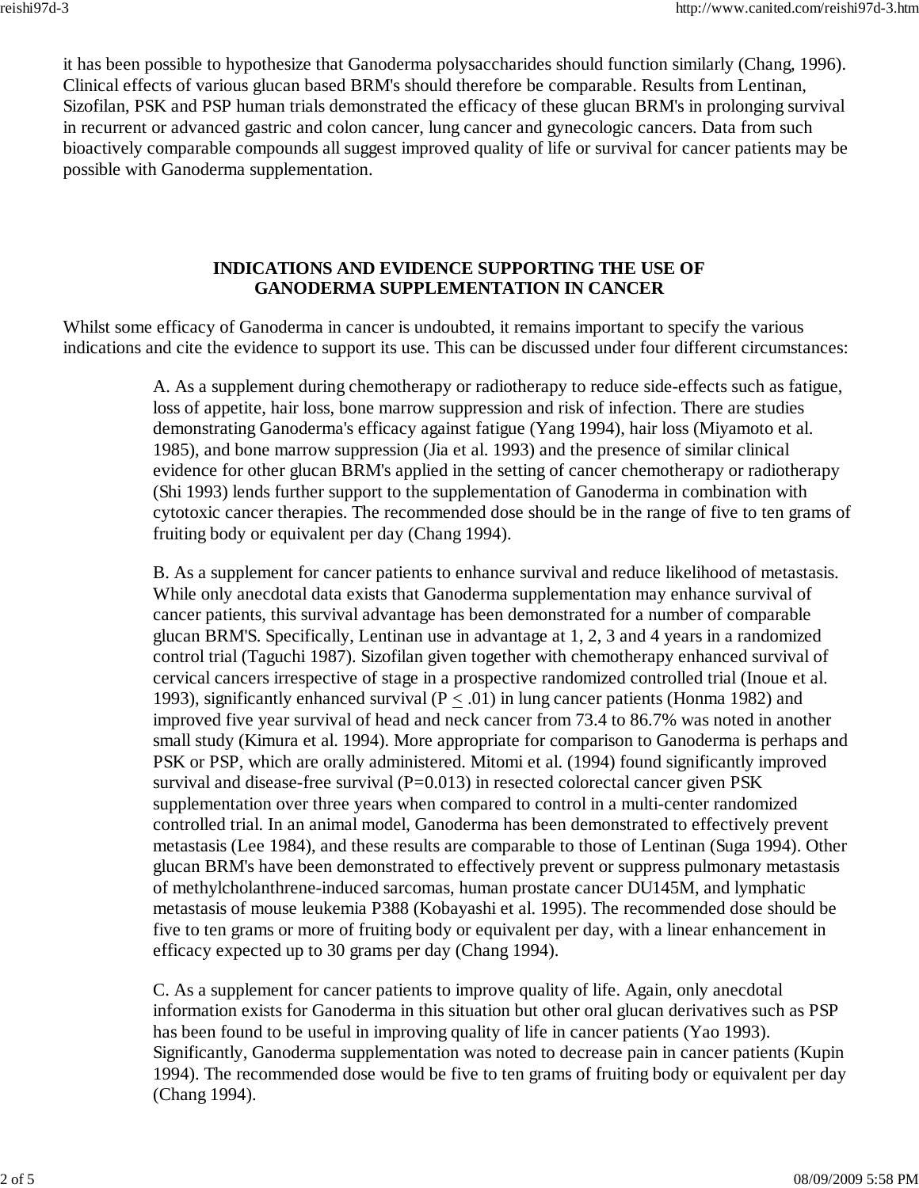it has been possible to hypothesize that Ganoderma polysaccharides should function similarly (Chang, 1996). Clinical effects of various glucan based BRM's should therefore be comparable. Results from Lentinan, Sizofilan, PSK and PSP human trials demonstrated the efficacy of these glucan BRM's in prolonging survival in recurrent or advanced gastric and colon cancer, lung cancer and gynecologic cancers. Data from such bioactively comparable compounds all suggest improved quality of life or survival for cancer patients may be possible with Ganoderma supplementation.

## INDICATIONS AND EVIDENCE SUPPORTING THE USE OF GANODERMA SUPPLEMENTATION IN CANCER

Whilst some efficacy of Ganoderma in cancer is undoubted, it remains important to specify the various indications and cite the evidence to support its use. This can be discussed under four different circumstances:

> A. As a supplement during chemotherapy or radiotherapy to reduce side-effects such as fatigue, loss of appetite, hair loss, bone marrow suppression and risk of infection. There are studies demonstrating Ganoderma's efficacy against fatigue (Yang 1994), hair loss (Miyamoto et al. 1985), and bone marrow suppression (Jia et al. 1993) and the presence of similar clinical evidence for other glucan BRM's applied in the setting of cancer chemotherapy or radiotherapy (Shi 1993) lends further support to the supplementation of Ganoderma in combination with cytotoxic cancer therapies. The recommended dose should be in the range of five to ten grams of fruiting body or equivalent per day (Chang 1994).
>
> B. As a supplement for cancer patients to enhance survival and reduce likelihood of metastasis. While only anecdotal data exists that Ganoderma supplementation may enhance survival of cancer patients, this survival advantage has been demonstrated for a number of comparable glucan BRM'S. Specifically, Lentinan use in advantage at 1, 2, 3 and 4 years in a randomized control trial (Taguchi 1987). Sizofilan given together with chemotherapy enhanced survival of cervical cancers irrespective of stage in a prospective randomized controlled trial (Inoue et al. 1993), significantly enhanced survival ($P \leq .01$) in lung cancer patients (Honma 1982) and improved five year survival of head and neck cancer from 73.4 to 86.7% was noted in another small study (Kimura et al. 1994). More appropriate for comparison to Ganoderma is perhaps and PSK or PSP, which are orally administered. Mitomi et al. (1994) found significantly improved survival and disease-free survival ($P=0.013$) in resected colorectal cancer given PSK supplementation over three years when compared to control in a multi-center randomized controlled trial. In an animal model, Ganoderma has been demonstrated to effectively prevent metastasis (Lee 1984), and these results are comparable to those of Lentinan (Suga 1994). Other glucan BRM's have been demonstrated to effectively prevent or suppress pulmonary metastasis of methylcholanthrene-induced sarcomas, human prostate cancer DU145M, and lymphatic metastasis of mouse leukemia P388 (Kobayashi et al. 1995). The recommended dose should be five to ten grams or more of fruiting body or equivalent per day, with a linear enhancement in efficacy expected up to 30 grams per day (Chang 1994).
>
> C. As a supplement for cancer patients to improve quality of life. Again, only anecdotal information exists for Ganoderma in this situation but other oral glucan derivatives such as PSP has been found to be useful in improving quality of life in cancer patients (Yao 1993). Significantly, Ganoderma supplementation was noted to decrease pain in cancer patients (Kupin 1994). The recommended dose would be five to ten grams of fruiting body or equivalent per day (Chang 1994).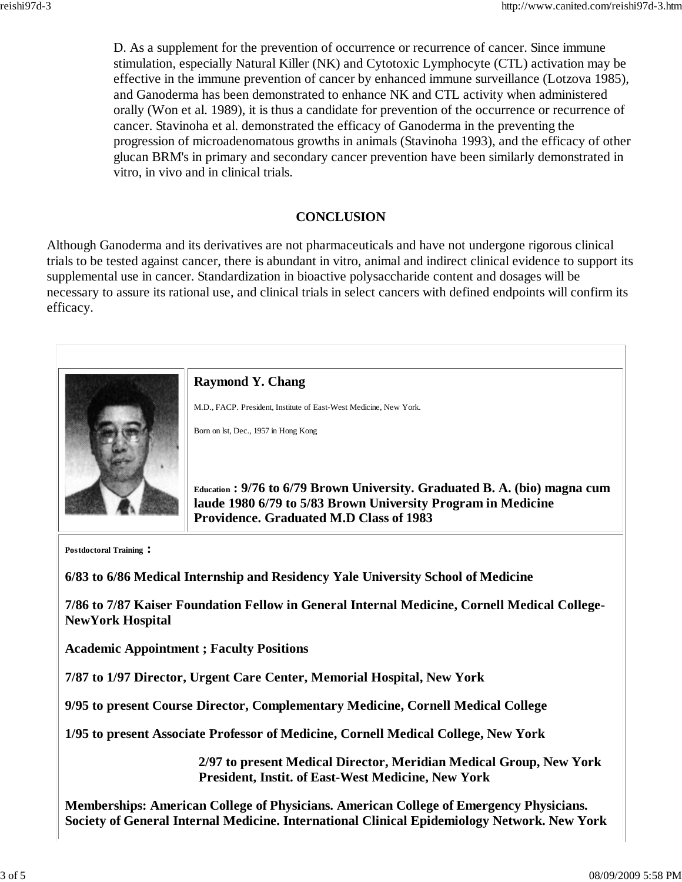D. As a supplement for the prevention of occurrence or recurrence of cancer. Since immune stimulation, especially Natural Killer (NK) and Cytotoxic Lymphocyte (CTL) activation may be effective in the immune prevention of cancer by enhanced immune surveillance (Lotzova 1985), and Ganoderma has been demonstrated to enhance NK and CTL activity when administered orally (Won et al. 1989), it is thus a candidate for prevention of the occurrence or recurrence of cancer. Stavinoha et al. demonstrated the efficacy of Ganoderma in the preventing the progression of microadenomatous growths in animals (Stavinoha 1993), and the efficacy of other glucan BRM's in primary and secondary cancer prevention have been similarly demonstrated in vitro, in vivo and in clinical trials.

## CONCLUSION

Although Ganoderma and its derivatives are not pharmaceuticals and have not undergone rigorous clinical trials to be tested against cancer, there is abundant in vitro, animal and indirect clinical evidence to support its supplemental use in cancer. Standardization in bioactive polysaccharide content and dosages will be necessary to assure its rational use, and clinical trials in select cancers with defined endpoints will confirm its efficacy.

**Raymond Y. Chang**

M.D., FACP. President, Institute of East-West Medicine, New York.

Born on lst, Dec., 1957 in Hong Kong

Education **: 9/76 to 6/79 Brown University. Graduated B. A. (bio) magna cum laude 1980 6/79 to 5/83 Brown University Program in Medicine Providence. Graduated M.D Class of 1983**

**Postdoctoral Training :**

**6/83 to 6/86 Medical Internship and Residency Yale University School of Medicine**

**7/86 to 7/87 Kaiser Foundation Fellow in General Internal Medicine, Cornell Medical College-NewYork Hospital**

**Academic Appointment ; Faculty Positions**

**7/87 to 1/97 Director, Urgent Care Center, Memorial Hospital, New York**

**9/95 to present Course Director, Complementary Medicine, Cornell Medical College**

**1/95 to present Associate Professor of Medicine, Cornell Medical College, New York**

**2/97 to present Medical Director, Meridian Medical Group, New York President, Instit. of East-West Medicine, New York**

**Memberships: American College of Physicians. American College of Emergency Physicians. Society of General Internal Medicine. International Clinical Epidemiology Network. New York**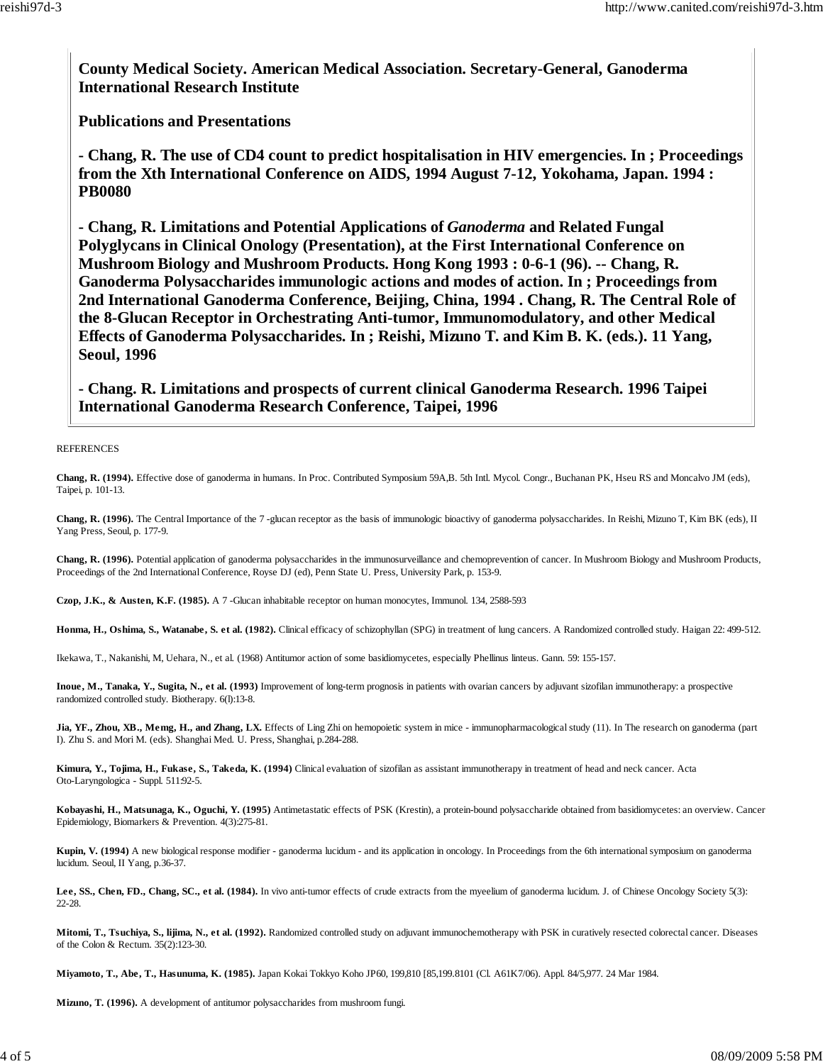**County Medical Society. American Medical Association. Secretary-General, Ganoderma International Research Institute**

**Publications and Presentations**

**- Chang, R. The use of CD4 count to predict hospitalisation in HIV emergencies. In ; Proceedings from the Xth International Conference on AIDS, 1994 August 7-12, Yokohama, Japan. 1994 : PB0080**

**- Chang, R. Limitations and Potential Applications of *Ganoderma* and Related Fungal Polyglycans in Clinical Onology (Presentation), at the First International Conference on Mushroom Biology and Mushroom Products. Hong Kong 1993 : 0-6-1 (96). -- Chang, R. Ganoderma Polysaccharides immunologic actions and modes of action. In ; Proceedings from 2nd International Ganoderma Conference, Beijing, China, 1994 . Chang, R. The Central Role of the 8-Glucan Receptor in Orchestrating Anti-tumor, Immunomodulatory, and other Medical Effects of Ganoderma Polysaccharides. In ; Reishi, Mizuno T. and Kim B. K. (eds.). 11 Yang, Seoul, 1996**

**- Chang. R. Limitations and prospects of current clinical Ganoderma Research. 1996 Taipei International Ganoderma Research Conference, Taipei, 1996**

REFERENCES

**Chang, R. (1994).** Effective dose of ganoderma in humans. In Proc. Contributed Symposium 59A,B. 5th Intl. Mycol. Congr., Buchanan PK, Hseu RS and Moncalvo JM (eds), Taipei, p. 101-13.

**Chang, R. (1996).** The Central Importance of the 7 -glucan receptor as the basis of immunologic bioactivy of ganoderma polysaccharides. In Reishi, Mizuno T, Kim BK (eds), II Yang Press, Seoul, p. 177-9.

**Chang, R. (1996).** Potential application of ganoderma polysaccharides in the immunosurveillance and chemoprevention of cancer. In Mushroom Biology and Mushroom Products, Proceedings of the 2nd International Conference, Royse DJ (ed), Penn State U. Press, University Park, p. 153-9.

**Czop, J.K., & Austen, K.F. (1985).** A 7 -Glucan inhabitable receptor on human monocytes, Immunol. 134, 2588-593

**Honma, H., Oshima, S., Watanabe, S. et al. (1982).** Clinical efficacy of schizophyllan (SPG) in treatment of lung cancers. A Randomized controlled study. Haigan 22: 499-512.

Ikekawa, T., Nakanishi, M, Uehara, N., et al. (1968) Antitumor action of some basidiomycetes, especially Phellinus linteus. Gann. 59: 155-157.

**Inoue, M., Tanaka, Y., Sugita, N., et al. (1993)** Improvement of long-term prognosis in patients with ovarian cancers by adjuvant sizofilan immunotherapy: a prospective randomized controlled study. Biotherapy. 6(l):13-8.

**Jia, YF., Zhou, XB., Memg, H., and Zhang, LX.** Effects of Ling Zhi on hemopoietic system in mice - immunopharmacological study (11). In The research on ganoderma (part I). Zhu S. and Mori M. (eds). Shanghai Med. U. Press, Shanghai, p.284-288.

**Kimura, Y., Tojima, H., Fukase, S., Takeda, K. (1994)** Clinical evaluation of sizofilan as assistant immunotherapy in treatment of head and neck cancer. Acta Oto-Laryngologica - Suppl. 511:92-5.

**Kobayashi, H., Matsunaga, K., Oguchi, Y. (1995)** Antimetastatic effects of PSK (Krestin), a protein-bound polysaccharide obtained from basidiomycetes: an overview. Cancer Epidemiology, Biomarkers & Prevention. 4(3):275-81.

**Kupin, V. (1994)** A new biological response modifier - ganoderma lucidum - and its application in oncology. In Proceedings from the 6th international symposium on ganoderma lucidum. Seoul, II Yang, p.36-37.

**Lee, SS., Chen, FD., Chang, SC., et al. (1984).** In vivo anti-tumor effects of crude extracts from the myeelium of ganoderma lucidum. J. of Chinese Oncology Society 5(3): 22-28.

**Mitomi, T., Tsuchiya, S., Iijima, N., et al. (1992).** Randomized controlled study on adjuvant immunochemotherapy with PSK in curatively resected colorectal cancer. Diseases of the Colon & Rectum. 35(2):123-30.

**Miyamoto, T., Abe, T., Hasunuma, K. (1985).** Japan Kokai Tokkyo Koho JP60, 199,810 [85,199.8101 (Cl. A61K7/06). Appl. 84/5,977. 24 Mar 1984.

**Mizuno, T. (1996).** A development of antitumor polysaccharides from mushroom fungi.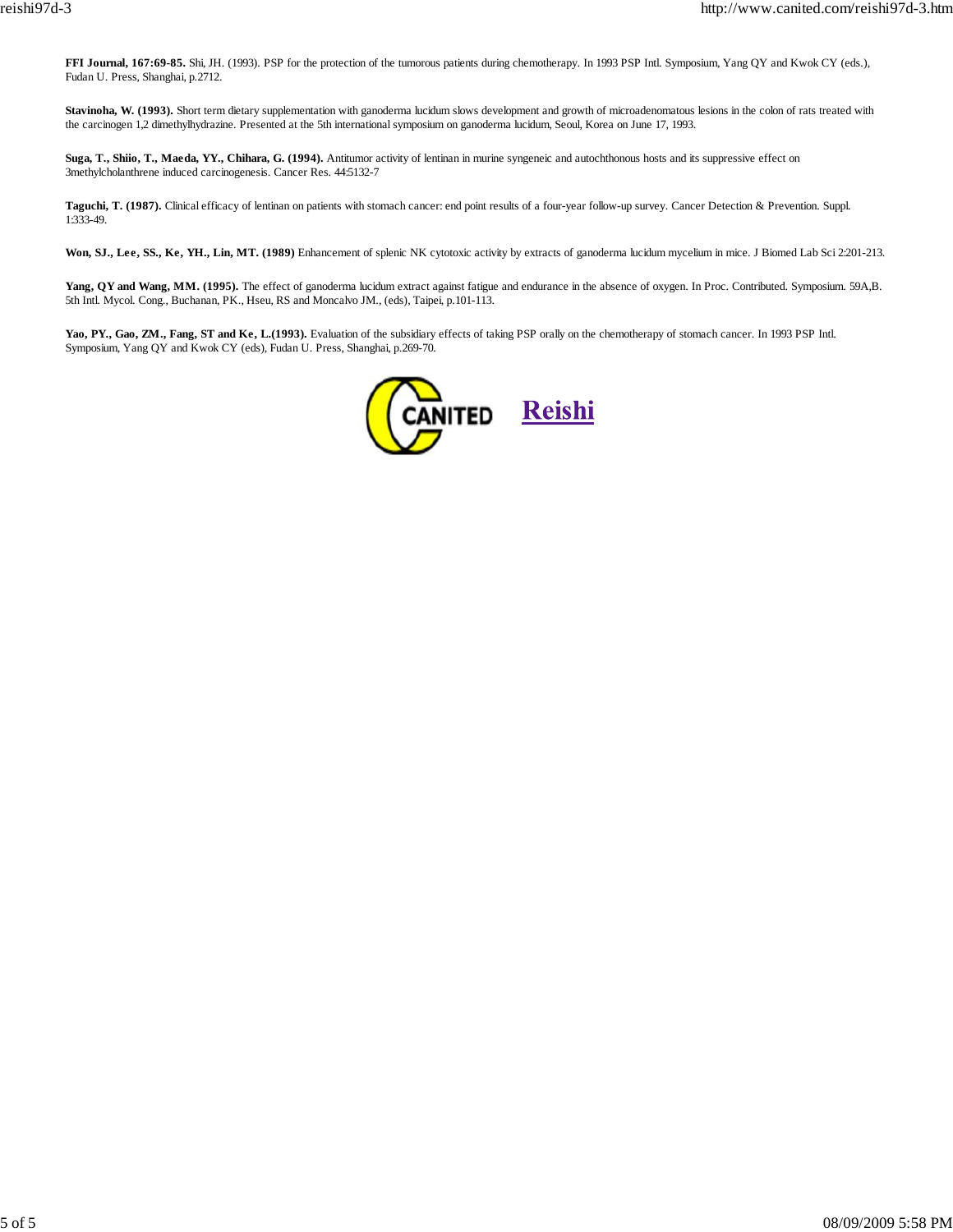**FFI Journal, 167:69-85.** Shi, JH. (1993). PSP for the protection of the tumorous patients during chemotherapy. In 1993 PSP Intl. Symposium, Yang QY and Kwok CY (eds.), Fudan U. Press, Shanghai, p.2712.

**Stavinoha, W. (1993).** Short term dietary supplementation with ganoderma lucidum slows development and growth of microadenomatous lesions in the colon of rats treated with the carcinogen 1,2 dimethylhydrazine. Presented at the 5th international symposium on ganoderma lucidum, Seoul, Korea on June 17, 1993.

**Suga, T., Shiio, T., Maeda, YY., Chihara, G. (1994).** Antitumor activity of lentinan in murine syngeneic and autochthonous hosts and its suppressive effect on 3methylcholanthrene induced carcinogenesis. Cancer Res. 44:5132-7

**Taguchi, T. (1987).** Clinical efficacy of lentinan on patients with stomach cancer: end point results of a four-year follow-up survey. Cancer Detection & Prevention. Suppl. 1:333-49.

**Won, SJ., Lee, SS., Ke, YH., Lin, MT. (1989)** Enhancement of splenic NK cytotoxic activity by extracts of ganoderma lucidum mycelium in mice. J Biomed Lab Sci 2:201-213.

**Yang, QY and Wang, MM. (1995).** The effect of ganoderma lucidum extract against fatigue and endurance in the absence of oxygen. In Proc. Contributed. Symposium. 59A,B. 5th Intl. Mycol. Cong., Buchanan, PK., Hseu, RS and Moncalvo JM., (eds), Taipei, p.101-113.

**Yao, PY., Gao, ZM., Fang, ST and Ke, L.(1993).** Evaluation of the subsidiary effects of taking PSP orally on the chemotherapy of stomach cancer. In 1993 PSP Intl. Symposium, Yang QY and Kwok CY (eds), Fudan U. Press, Shanghai, p.269-70.

CANITED Reishi